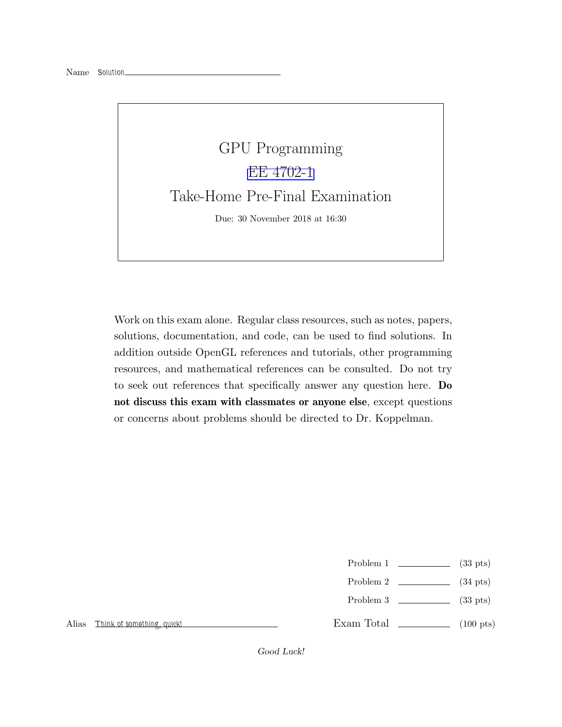Name Solution

# GPU Programming

## EE 4702-1

## Take-Home Pre-Final Examination

Due: 30 November 2018 at 16:30

Work on this exam alone. Regular class resources, such as notes, papers, solutions, documentation, and code, can be used to find solutions. In addition outside OpenGL references and tutorials, other programming resources, and mathematical references can be consulted. Do not try to seek out references that specifically answer any question here. **Do not discuss this exam with classmates or anyone else**, except questions or concerns about problems should be directed to Dr. Koppelman.

| | | |
|---|---|---|
| Problem 1 | | (33 pts) |
| Problem 2 | | (34 pts) |
| Problem 3 | | (33 pts) |
| Exam Total | | (100 pts) |

Alias Think of something, quick!

*Good Luck!*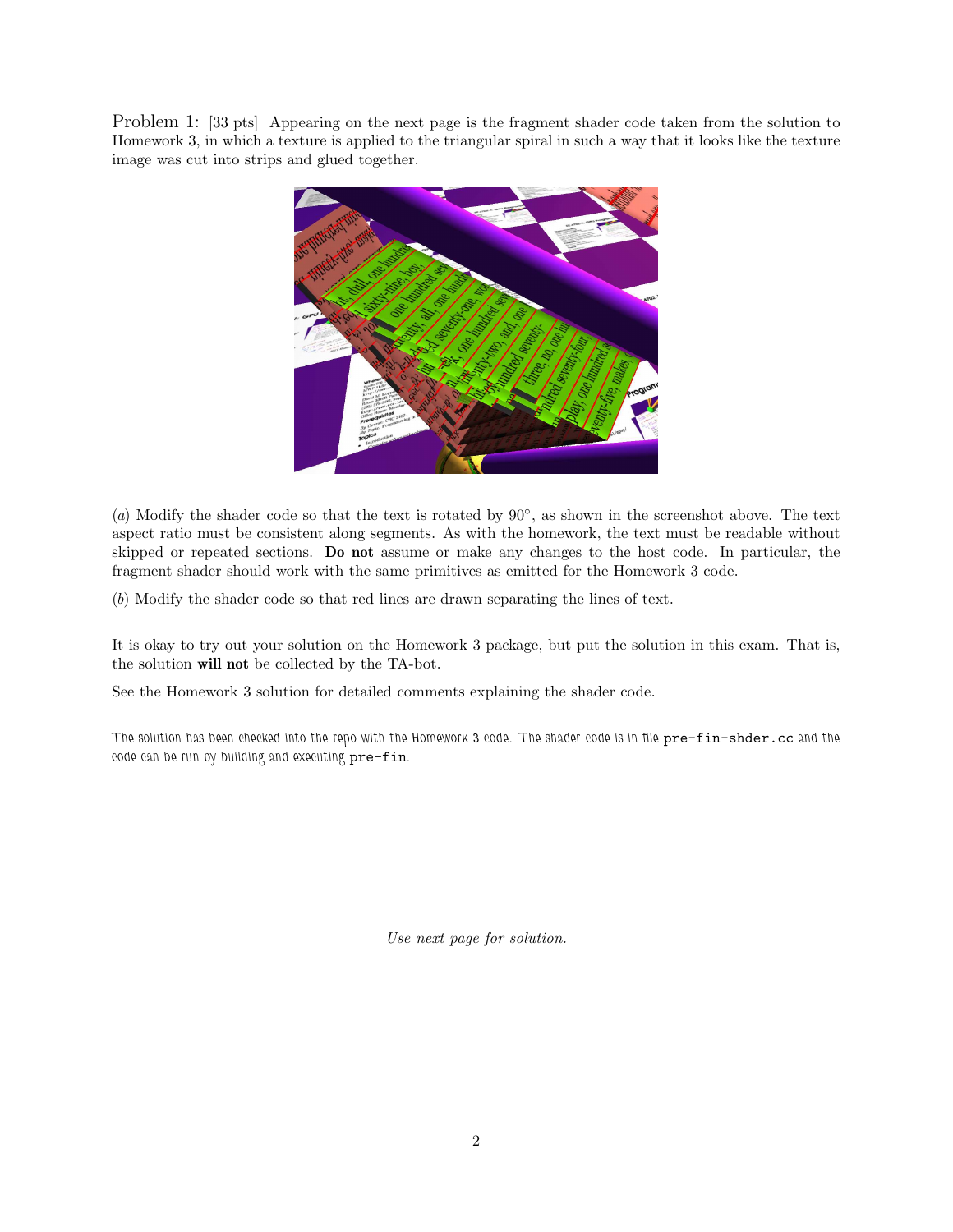Problem 1: [33 pts] Appearing on the next page is the fragment shader code taken from the solution to Homework 3, in which a texture is applied to the triangular spiral in such a way that it looks like the texture image was cut into strips and glued together.

(*a*) Modify the shader code so that the text is rotated by 90°, as shown in the screenshot above. The text aspect ratio must be consistent along segments. As with the homework, the text must be readable without skipped or repeated sections. **Do not** assume or make any changes to the host code. In particular, the fragment shader should work with the same primitives as emitted for the Homework 3 code.

(*b*) Modify the shader code so that red lines are drawn separating the lines of text.

It is okay to try out your solution on the Homework 3 package, but put the solution in this exam. That is, the solution **will not** be collected by the TA-bot.

See the Homework 3 solution for detailed comments explaining the shader code.

The solution has been checked into the repo with the Homework 3 code. The shader code is in file `pre-fin-shder.cc` and the code can be run by building and executing `pre-fin`.

*Use next page for solution.*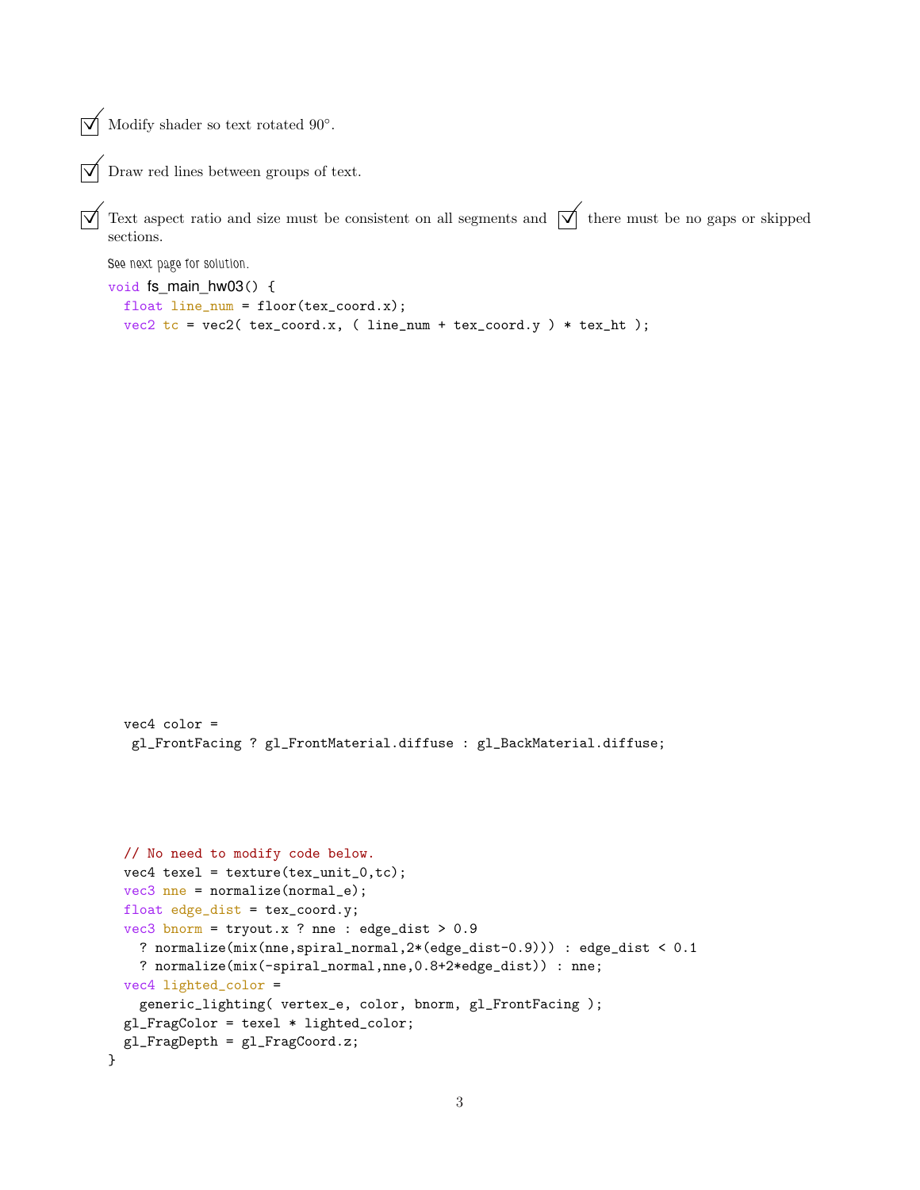☑ Modify shader so text rotated 90°.

☑ Draw red lines between groups of text.

☑ Text aspect ratio and size must be consistent on all segments and ☑ there must be no gaps or skipped sections.

See next page for solution.

```
void fs_main_hw03() {
  float line_num = floor(tex_coord.x);
  vec2 tc = vec2( tex_coord.x, ( line_num + tex_coord.y ) * tex_ht );
```

```
  vec4 color =
   gl_FrontFacing ? gl_FrontMaterial.diffuse : gl_BackMaterial.diffuse;
```

```
  // No need to modify code below.
  vec4 texel = texture(tex_unit_0,tc);
  vec3 nne = normalize(normal_e);
  float edge_dist = tex_coord.y;
  vec3 bnorm = tryout.x ? nne : edge_dist > 0.9
    ? normalize(mix(nne,spiral_normal,2*(edge_dist-0.9))) : edge_dist < 0.1
    ? normalize(mix(-spiral_normal,nne,0.8+2*edge_dist)) : nne;
  vec4 lighted_color =
    generic_lighting( vertex_e, color, bnorm, gl_FrontFacing );
  gl_FragColor = texel * lighted_color;
  gl_FragDepth = gl_FragCoord.z;
}
```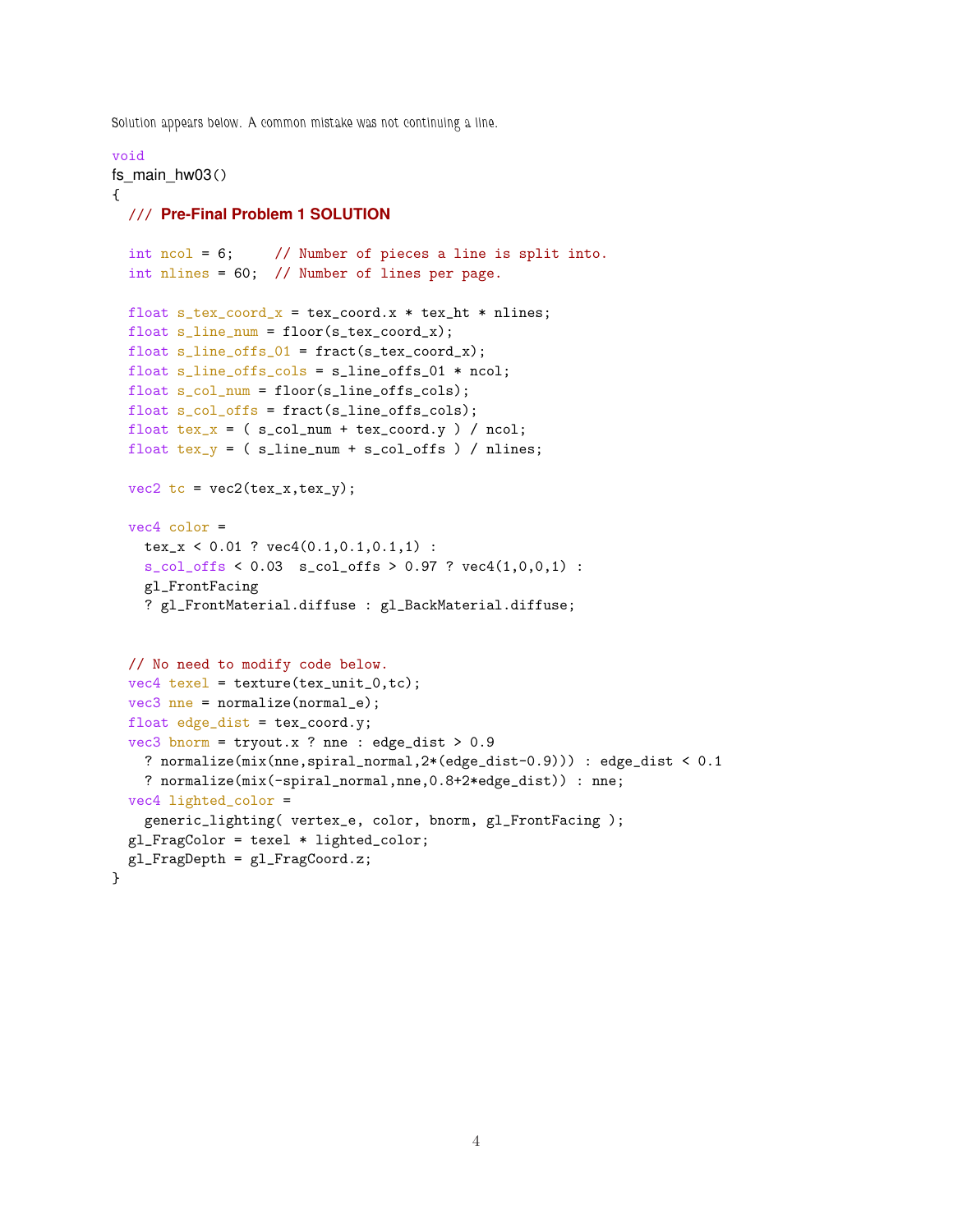Solution appears below. A common mistake was not continuing a line.

```
void
fs_main_hw03()
{
  /// Pre-Final Problem 1 SOLUTION

  int ncol = 6;     // Number of pieces a line is split into.
  int nlines = 60;  // Number of lines per page.

  float s_tex_coord_x = tex_coord.x * tex_ht * nlines;
  float s_line_num = floor(s_tex_coord_x);
  float s_line_offs_01 = fract(s_tex_coord_x);
  float s_line_offs_cols = s_line_offs_01 * ncol;
  float s_col_num = floor(s_line_offs_cols);
  float s_col_offs = fract(s_line_offs_cols);
  float tex_x = ( s_col_num + tex_coord.y ) / ncol;
  float tex_y = ( s_line_num + s_col_offs ) / nlines;

  vec2 tc = vec2(tex_x,tex_y);

  vec4 color =
    tex_x < 0.01 ? vec4(0.1,0.1,0.1,1) :
    s_col_offs < 0.03  s_col_offs > 0.97 ? vec4(1,0,0,1) :
    gl_FrontFacing
    ? gl_FrontMaterial.diffuse : gl_BackMaterial.diffuse;


  // No need to modify code below.
  vec4 texel = texture(tex_unit_0,tc);
  vec3 nne = normalize(normal_e);
  float edge_dist = tex_coord.y;
  vec3 bnorm = tryout.x ? nne : edge_dist > 0.9
    ? normalize(mix(nne,spiral_normal,2*(edge_dist-0.9))) : edge_dist < 0.1
    ? normalize(mix(-spiral_normal,nne,0.8+2*edge_dist)) : nne;
  vec4 lighted_color =
    generic_lighting( vertex_e, color, bnorm, gl_FrontFacing );
  gl_FragColor = texel * lighted_color;
  gl_FragDepth = gl_FragCoord.z;
}
```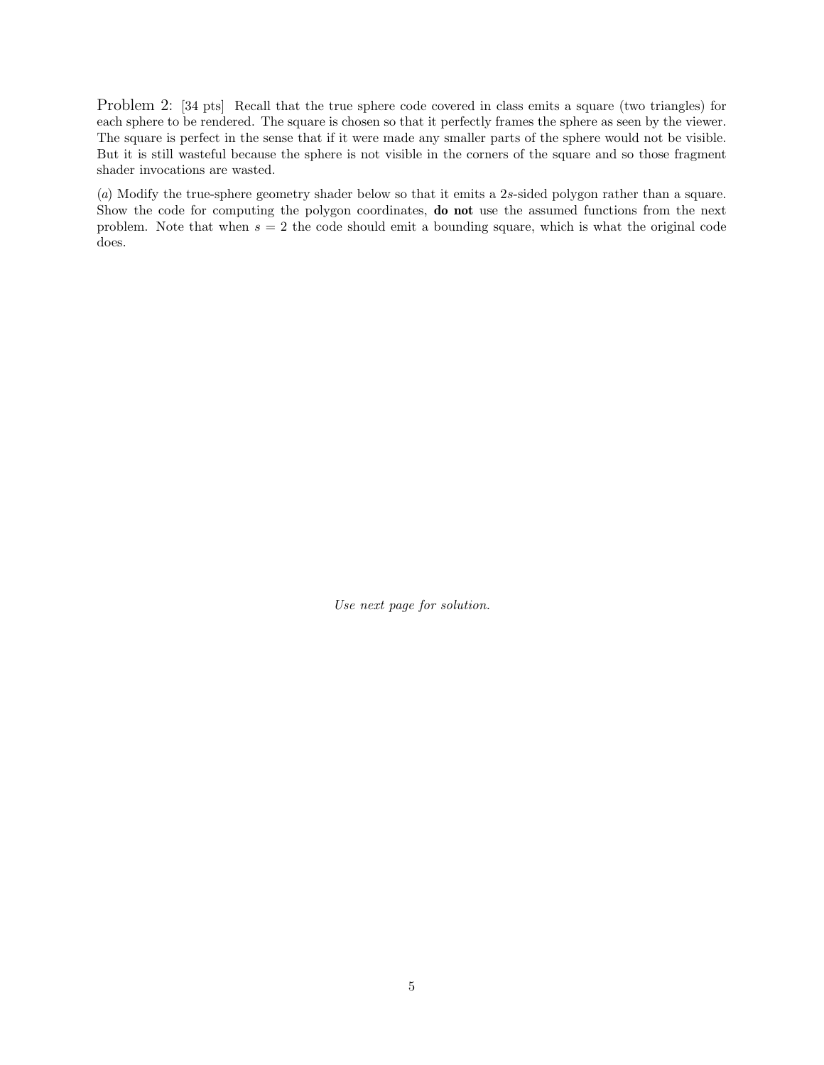Problem 2: [34 pts] Recall that the true sphere code covered in class emits a square (two triangles) for each sphere to be rendered. The square is chosen so that it perfectly frames the sphere as seen by the viewer. The square is perfect in the sense that if it were made any smaller parts of the sphere would not be visible. But it is still wasteful because the sphere is not visible in the corners of the square and so those fragment shader invocations are wasted.

(*a*) Modify the true-sphere geometry shader below so that it emits a $2s$-sided polygon rather than a square. Show the code for computing the polygon coordinates, **do not** use the assumed functions from the next problem. Note that when $s = 2$ the code should emit a bounding square, which is what the original code does.

*Use next page for solution.*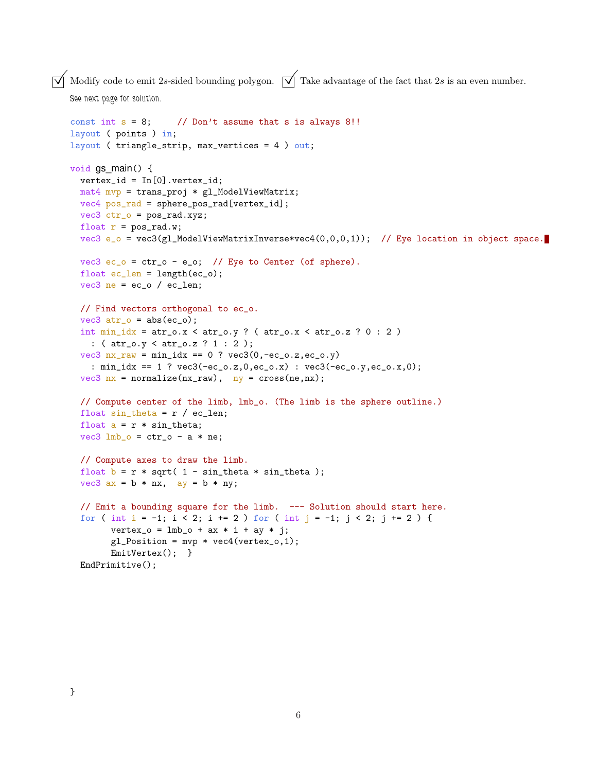☑ Modify code to emit $2s$-sided bounding polygon. ☑ Take advantage of the fact that $2s$ is an even number.

See next page for solution.

```
const int s = 8;     // Don't assume that s is always 8!!
layout ( points ) in;
layout ( triangle_strip, max_vertices = 4 ) out;

void gs_main() {
  vertex_id = In[0].vertex_id;
  mat4 mvp = trans_proj * gl_ModelViewMatrix;
  vec4 pos_rad = sphere_pos_rad[vertex_id];
  vec3 ctr_o = pos_rad.xyz;
  float r = pos_rad.w;
  vec3 e_o = vec3(gl_ModelViewMatrixInverse*vec4(0,0,0,1));  // Eye location in object space.

  vec3 ec_o = ctr_o - e_o;  // Eye to Center (of sphere).
  float ec_len = length(ec_o);
  vec3 ne = ec_o / ec_len;

  // Find vectors orthogonal to ec_o.
  vec3 atr_o = abs(ec_o);
  int min_idx = atr_o.x < atr_o.y ? ( atr_o.x < atr_o.z ? 0 : 2 )
    : ( atr_o.y < atr_o.z ? 1 : 2 );
  vec3 nx_raw = min_idx == 0 ? vec3(0,-ec_o.z,ec_o.y)
    : min_idx == 1 ? vec3(-ec_o.z,0,ec_o.x) : vec3(-ec_o.y,ec_o.x,0);
  vec3 nx = normalize(nx_raw),  ny = cross(ne,nx);

  // Compute center of the limb, lmb_o. (The limb is the sphere outline.)
  float sin_theta = r / ec_len;
  float a = r * sin_theta;
  vec3 lmb_o = ctr_o - a * ne;

  // Compute axes to draw the limb.
  float b = r * sqrt( 1 - sin_theta * sin_theta );
  vec3 ax = b * nx,  ay = b * ny;

  // Emit a bounding square for the limb.  --- Solution should start here.
  for ( int i = -1; i < 2; i += 2 ) for ( int j = -1; j < 2; j += 2 ) {
        vertex_o = lmb_o + ax * i + ay * j;
        gl_Position = mvp * vec4(vertex_o,1);
        EmitVertex();  }
  EndPrimitive();

}
```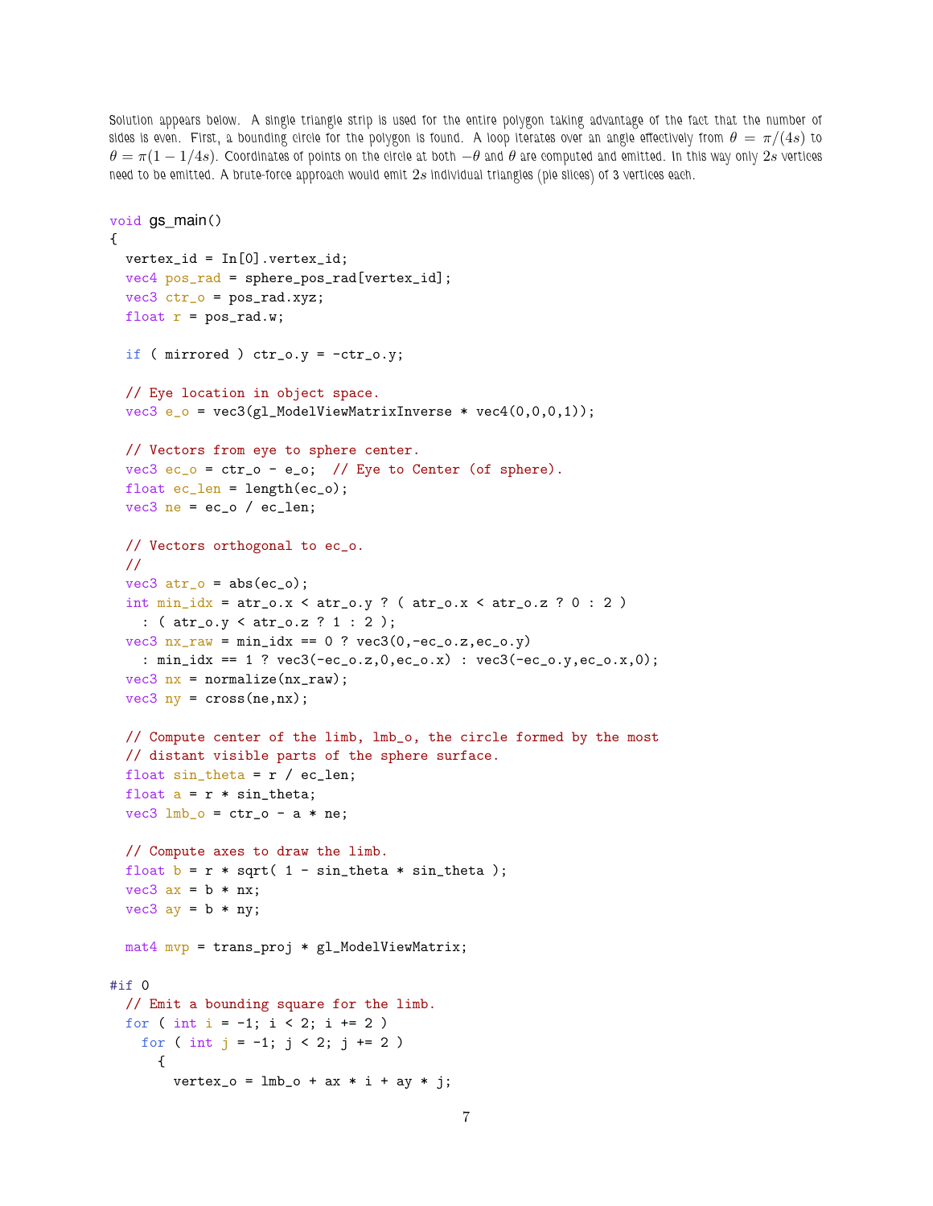Solution appears below. A single triangle strip is used for the entire polygon taking advantage of the fact that the number of sides is even. First, a bounding circle for the polygon is found. A loop iterates over an angle effectively from $\theta = \pi/(4s)$ to $\theta = \pi(1 - 1/4s)$. Coordinates of points on the circle at both $-\theta$ and $\theta$ are computed and emitted. In this way only $2s$ vertices need to be emitted. A brute-force approach would emit $2s$ individual triangles (pie slices) of 3 vertices each.

```
void gs_main()
{
  vertex_id = In[0].vertex_id;
  vec4 pos_rad = sphere_pos_rad[vertex_id];
  vec3 ctr_o = pos_rad.xyz;
  float r = pos_rad.w;

  if ( mirrored ) ctr_o.y = -ctr_o.y;

  // Eye location in object space.
  vec3 e_o = vec3(gl_ModelViewMatrixInverse * vec4(0,0,0,1));

  // Vectors from eye to sphere center.
  vec3 ec_o = ctr_o - e_o;  // Eye to Center (of sphere).
  float ec_len = length(ec_o);
  vec3 ne = ec_o / ec_len;

  // Vectors orthogonal to ec_o.
  //
  vec3 atr_o = abs(ec_o);
  int min_idx = atr_o.x < atr_o.y ? ( atr_o.x < atr_o.z ? 0 : 2 )
    : ( atr_o.y < atr_o.z ? 1 : 2 );
  vec3 nx_raw = min_idx == 0 ? vec3(0,-ec_o.z,ec_o.y)
    : min_idx == 1 ? vec3(-ec_o.z,0,ec_o.x) : vec3(-ec_o.y,ec_o.x,0);
  vec3 nx = normalize(nx_raw);
  vec3 ny = cross(ne,nx);

  // Compute center of the limb, lmb_o, the circle formed by the most
  // distant visible parts of the sphere surface.
  float sin_theta = r / ec_len;
  float a = r * sin_theta;
  vec3 lmb_o = ctr_o - a * ne;

  // Compute axes to draw the limb.
  float b = r * sqrt( 1 - sin_theta * sin_theta );
  vec3 ax = b * nx;
  vec3 ay = b * ny;

  mat4 mvp = trans_proj * gl_ModelViewMatrix;

#if 0
  // Emit a bounding square for the limb.
  for ( int i = -1; i < 2; i += 2 )
    for ( int j = -1; j < 2; j += 2 )
      {
        vertex_o = lmb_o + ax * i + ay * j;
```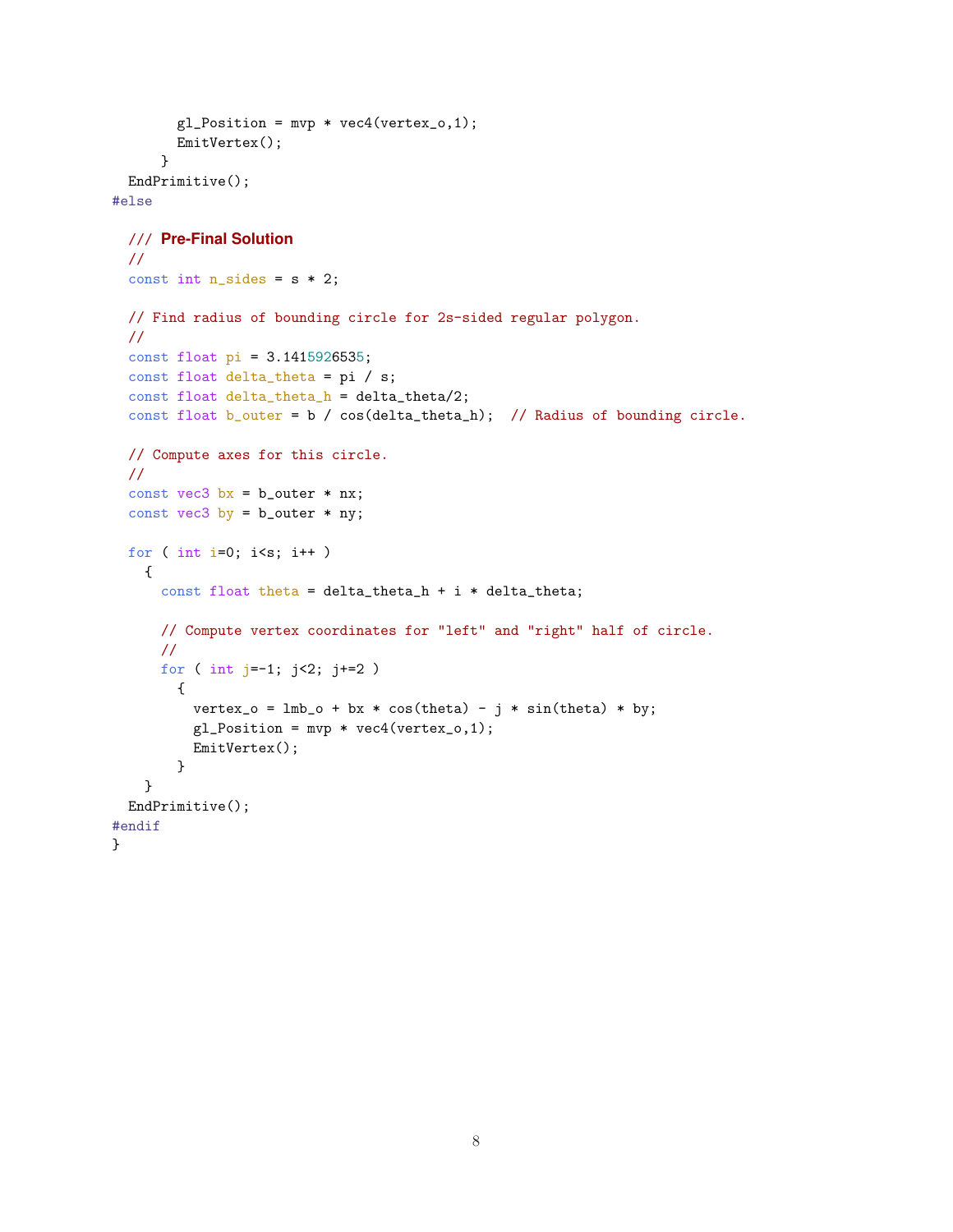```
        gl_Position = mvp * vec4(vertex_o,1);
        EmitVertex();
      }
  EndPrimitive();
#else

  /// Pre-Final Solution
  //
  const int n_sides = s * 2;

  // Find radius of bounding circle for 2s-sided regular polygon.
  //
  const float pi = 3.1415926535;
  const float delta_theta = pi / s;
  const float delta_theta_h = delta_theta/2;
  const float b_outer = b / cos(delta_theta_h);  // Radius of bounding circle.

  // Compute axes for this circle.
  //
  const vec3 bx = b_outer * nx;
  const vec3 by = b_outer * ny;

  for ( int i=0; i<s; i++ )
    {
      const float theta = delta_theta_h + i * delta_theta;

      // Compute vertex coordinates for "left" and "right" half of circle.
      //
      for ( int j=-1; j<2; j+=2 )
        {
          vertex_o = lmb_o + bx * cos(theta) - j * sin(theta) * by;
          gl_Position = mvp * vec4(vertex_o,1);
          EmitVertex();
        }
    }
  EndPrimitive();
#endif
}
```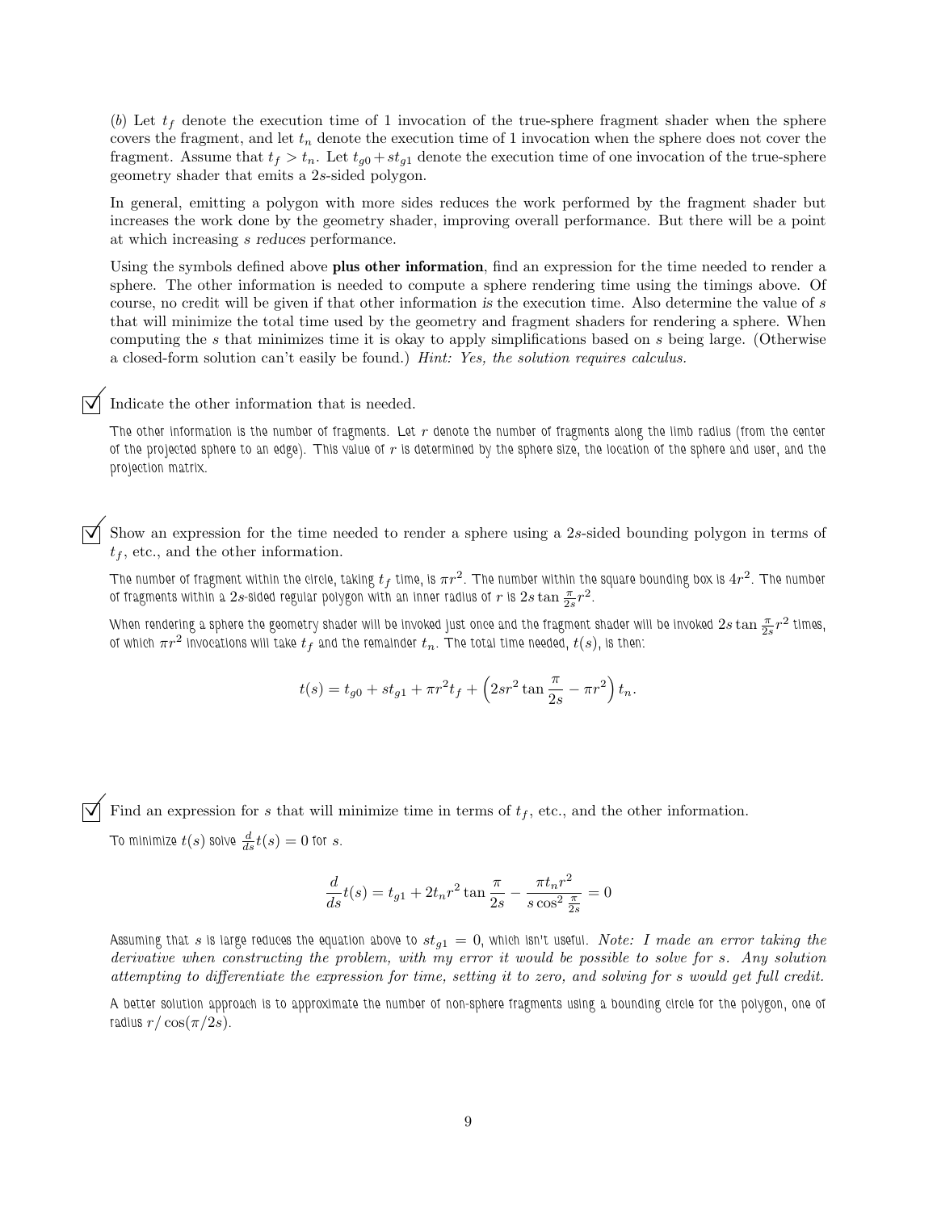(*b*) Let $t_f$ denote the execution time of 1 invocation of the true-sphere fragment shader when the sphere covers the fragment, and let $t_n$ denote the execution time of 1 invocation when the sphere does not cover the fragment. Assume that $t_f > t_n$. Let $t_{g0} + st_{g1}$ denote the execution time of one invocation of the true-sphere geometry shader that emits a $2s$-sided polygon.

In general, emitting a polygon with more sides reduces the work performed by the fragment shader but increases the work done by the geometry shader, improving overall performance. But there will be a point at which increasing $s$ *reduces* performance.

Using the symbols defined above **plus other information**, find an expression for the time needed to render a sphere. The other information is needed to compute a sphere rendering time using the timings above. Of course, no credit will be given if that other information *is* the execution time. Also determine the value of $s$ that will minimize the total time used by the geometry and fragment shaders for rendering a sphere. When computing the $s$ that minimizes time it is okay to apply simplifications based on $s$ being large. (Otherwise a closed-form solution can't easily be found.) *Hint: Yes, the solution requires calculus.*

☑ Indicate the other information that is needed.

The other information is the number of fragments. Let $r$ denote the number of fragments along the limb radius (from the center of the projected sphere to an edge). This value of $r$ is determined by the sphere size, the location of the sphere and user, and the projection matrix.

☑ Show an expression for the time needed to render a sphere using a $2s$-sided bounding polygon in terms of $t_f$, etc., and the other information.

The number of fragment within the circle, taking $t_f$ time, is $\pi r^2$. The number within the square bounding box is $4r^2$. The number of fragments within a $2s$-sided regular polygon with an inner radius of $r$ is $2s \tan \frac{\pi}{2s} r^2$.

When rendering a sphere the geometry shader will be invoked just once and the fragment shader will be invoked $2s \tan \frac{\pi}{2s} r^2$ times, of which $\pi r^2$ invocations will take $t_f$ and the remainder $t_n$. The total time needed, $t(s)$, is then:

$$t(s) = t_{g0} + st_{g1} + \pi r^2 t_f + \left(2sr^2 \tan \frac{\pi}{2s} - \pi r^2\right) t_n.$$

☑ Find an expression for $s$ that will minimize time in terms of $t_f$, etc., and the other information.

To minimize $t(s)$ solve $\frac{d}{ds}t(s) = 0$ for $s$.

$$\frac{d}{ds}t(s) = t_{g1} + 2t_n r^2 \tan \frac{\pi}{2s} - \frac{\pi t_n r^2}{s \cos^2 \frac{\pi}{2s}} = 0$$

Assuming that $s$ is large reduces the equation above to $st_{g1} = 0$, which isn't useful. *Note: I made an error taking the derivative when constructing the problem, with my error it would be possible to solve for s. Any solution attempting to differentiate the expression for time, setting it to zero, and solving for s would get full credit.*

A better solution approach is to approximate the number of non-sphere fragments using a bounding circle for the polygon, one of radius $r/\cos(\pi/2s)$.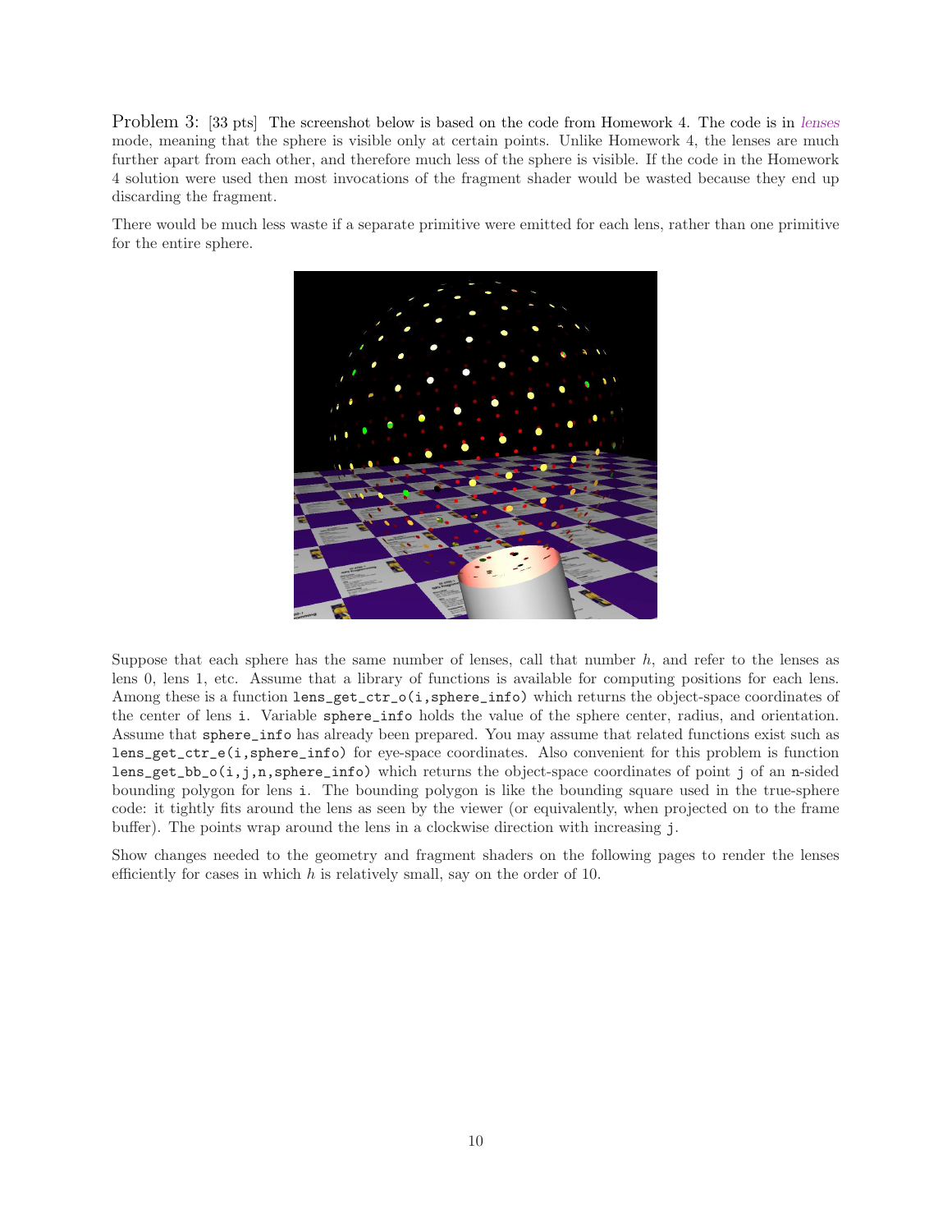Problem 3: [33 pts] The screenshot below is based on the code from Homework 4. The code is in *lenses* mode, meaning that the sphere is visible only at certain points. Unlike Homework 4, the lenses are much further apart from each other, and therefore much less of the sphere is visible. If the code in the Homework 4 solution were used then most invocations of the fragment shader would be wasted because they end up discarding the fragment.

There would be much less waste if a separate primitive were emitted for each lens, rather than one primitive for the entire sphere.

Suppose that each sphere has the same number of lenses, call that number $h$, and refer to the lenses as lens 0, lens 1, etc. Assume that a library of functions is available for computing positions for each lens. Among these is a function `lens_get_ctr_o(i,sphere_info)` which returns the object-space coordinates of the center of lens `i`. Variable `sphere_info` holds the value of the sphere center, radius, and orientation. Assume that `sphere_info` has already been prepared. You may assume that related functions exist such as `lens_get_ctr_e(i,sphere_info)` for eye-space coordinates. Also convenient for this problem is function `lens_get_bb_o(i,j,n,sphere_info)` which returns the object-space coordinates of point `j` of an `n`-sided bounding polygon for lens `i`. The bounding polygon is like the bounding square used in the true-sphere code: it tightly fits around the lens as seen by the viewer (or equivalently, when projected on to the frame buffer). The points wrap around the lens in a clockwise direction with increasing `j`.

Show changes needed to the geometry and fragment shaders on the following pages to render the lenses efficiently for cases in which $h$ is relatively small, say on the order of 10.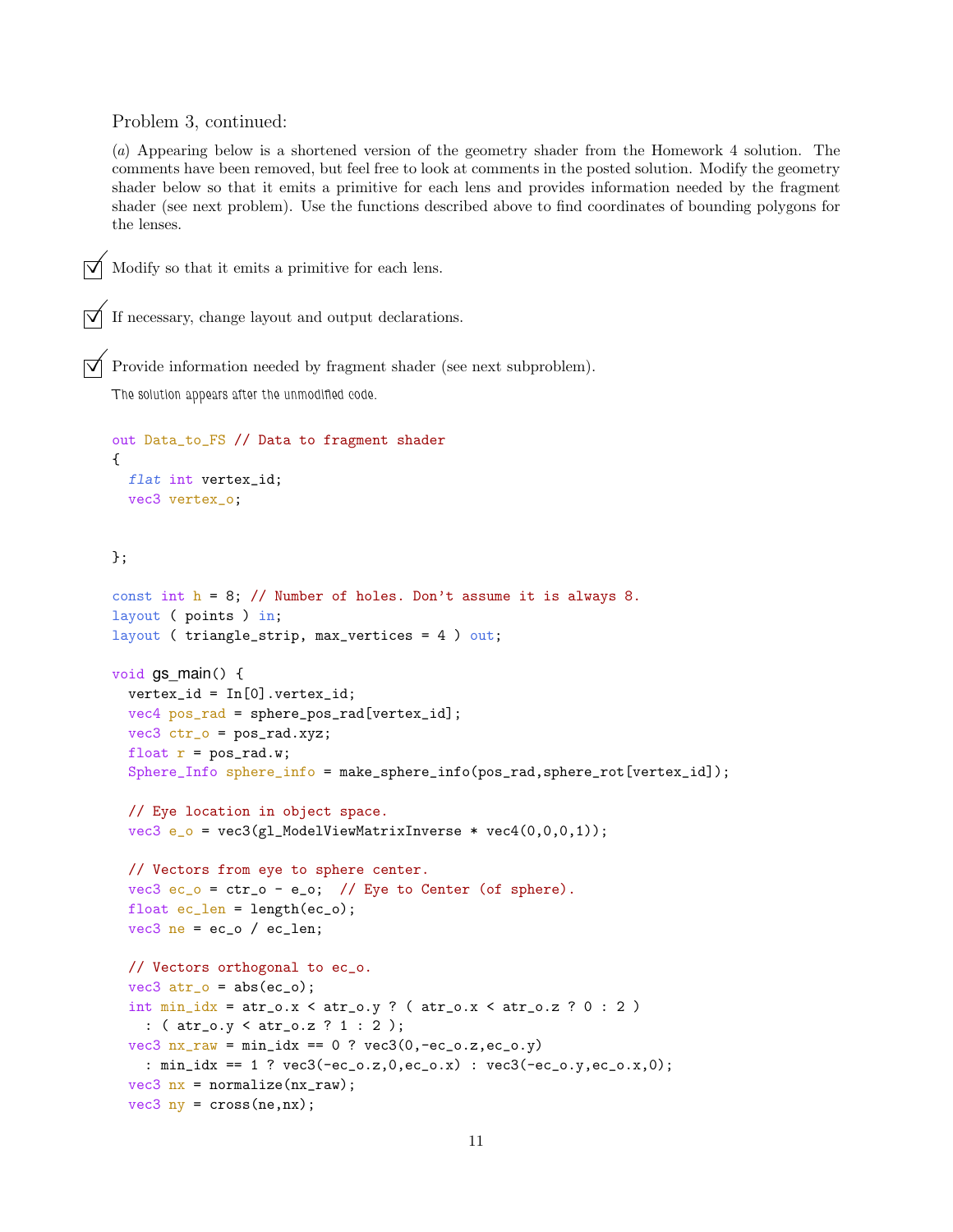Problem 3, continued:

(*a*) Appearing below is a shortened version of the geometry shader from the Homework 4 solution. The comments have been removed, but feel free to look at comments in the posted solution. Modify the geometry shader below so that it emits a primitive for each lens and provides information needed by the fragment shader (see next problem). Use the functions described above to find coordinates of bounding polygons for the lenses.

☑ Modify so that it emits a primitive for each lens.

☑ If necessary, change layout and output declarations.

☑ Provide information needed by fragment shader (see next subproblem).

The solution appears after the unmodified code.

```
out Data_to_FS // Data to fragment shader
{
  flat int vertex_id;
  vec3 vertex_o;


};

const int h = 8; // Number of holes. Don't assume it is always 8.
layout ( points ) in;
layout ( triangle_strip, max_vertices = 4 ) out;

void gs_main() {
  vertex_id = In[0].vertex_id;
  vec4 pos_rad = sphere_pos_rad[vertex_id];
  vec3 ctr_o = pos_rad.xyz;
  float r = pos_rad.w;
  Sphere_Info sphere_info = make_sphere_info(pos_rad,sphere_rot[vertex_id]);

  // Eye location in object space.
  vec3 e_o = vec3(gl_ModelViewMatrixInverse * vec4(0,0,0,1));

  // Vectors from eye to sphere center.
  vec3 ec_o = ctr_o - e_o;  // Eye to Center (of sphere).
  float ec_len = length(ec_o);
  vec3 ne = ec_o / ec_len;

  // Vectors orthogonal to ec_o.
  vec3 atr_o = abs(ec_o);
  int min_idx = atr_o.x < atr_o.y ? ( atr_o.x < atr_o.z ? 0 : 2 )
    : ( atr_o.y < atr_o.z ? 1 : 2 );
  vec3 nx_raw = min_idx == 0 ? vec3(0,-ec_o.z,ec_o.y)
    : min_idx == 1 ? vec3(-ec_o.z,0,ec_o.x) : vec3(-ec_o.y,ec_o.x,0);
  vec3 nx = normalize(nx_raw);
  vec3 ny = cross(ne,nx);
```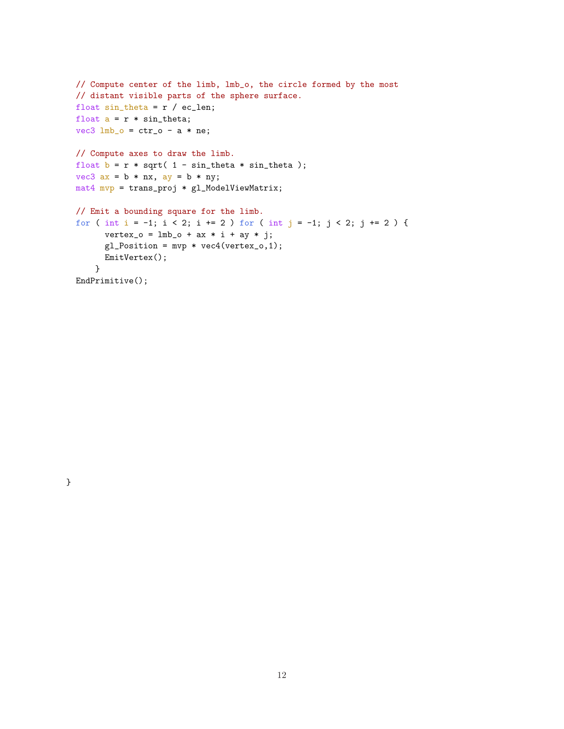```
  // Compute center of the limb, lmb_o, the circle formed by the most
  // distant visible parts of the sphere surface.
  float sin_theta = r / ec_len;
  float a = r * sin_theta;
  vec3 lmb_o = ctr_o - a * ne;

  // Compute axes to draw the limb.
  float b = r * sqrt( 1 - sin_theta * sin_theta );
  vec3 ax = b * nx, ay = b * ny;
  mat4 mvp = trans_proj * gl_ModelViewMatrix;

  // Emit a bounding square for the limb.
  for ( int i = -1; i < 2; i += 2 ) for ( int j = -1; j < 2; j += 2 ) {
        vertex_o = lmb_o + ax * i + ay * j;
        gl_Position = mvp * vec4(vertex_o,1);
        EmitVertex();
      }
  EndPrimitive();
















}
```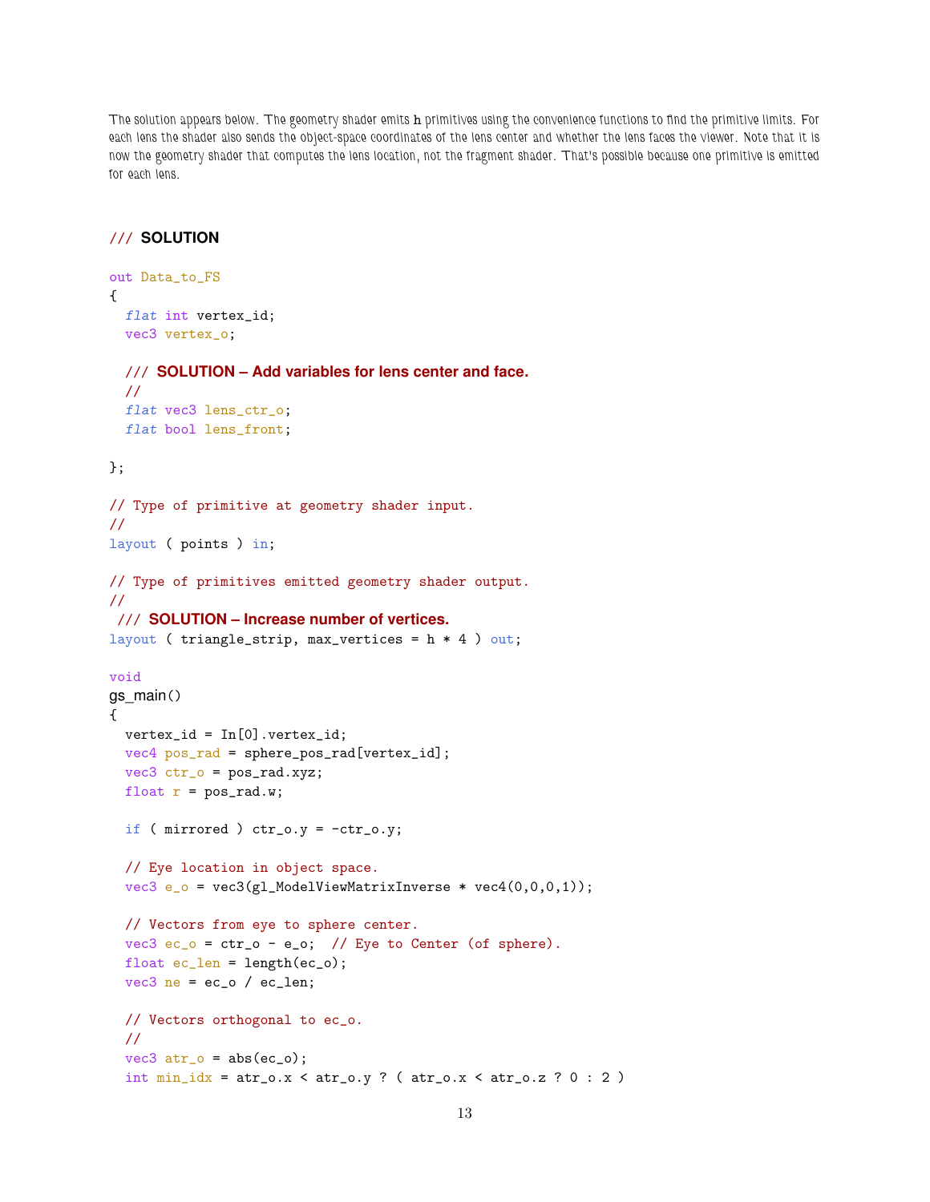The solution appears below. The geometry shader emits h primitives using the convenience functions to find the primitive limits. For each lens the shader also sends the object-space coordinates of the lens center and whether the lens faces the viewer. Note that it is now the geometry shader that computes the lens location, not the fragment shader. That's possible because one primitive is emitted for each lens.

```
/// SOLUTION

out Data_to_FS
{
  flat int vertex_id;
  vec3 vertex_o;

  /// SOLUTION – Add variables for lens center and face.
  //
  flat vec3 lens_ctr_o;
  flat bool lens_front;

};

// Type of primitive at geometry shader input.
//
layout ( points ) in;

// Type of primitives emitted geometry shader output.
//
 /// SOLUTION – Increase number of vertices.
layout ( triangle_strip, max_vertices = h * 4 ) out;

void
gs_main()
{
  vertex_id = In[0].vertex_id;
  vec4 pos_rad = sphere_pos_rad[vertex_id];
  vec3 ctr_o = pos_rad.xyz;
  float r = pos_rad.w;

  if ( mirrored ) ctr_o.y = -ctr_o.y;

  // Eye location in object space.
  vec3 e_o = vec3(gl_ModelViewMatrixInverse * vec4(0,0,0,1));

  // Vectors from eye to sphere center.
  vec3 ec_o = ctr_o - e_o;  // Eye to Center (of sphere).
  float ec_len = length(ec_o);
  vec3 ne = ec_o / ec_len;

  // Vectors orthogonal to ec_o.
  //
  vec3 atr_o = abs(ec_o);
  int min_idx = atr_o.x < atr_o.y ? ( atr_o.x < atr_o.z ? 0 : 2 )
```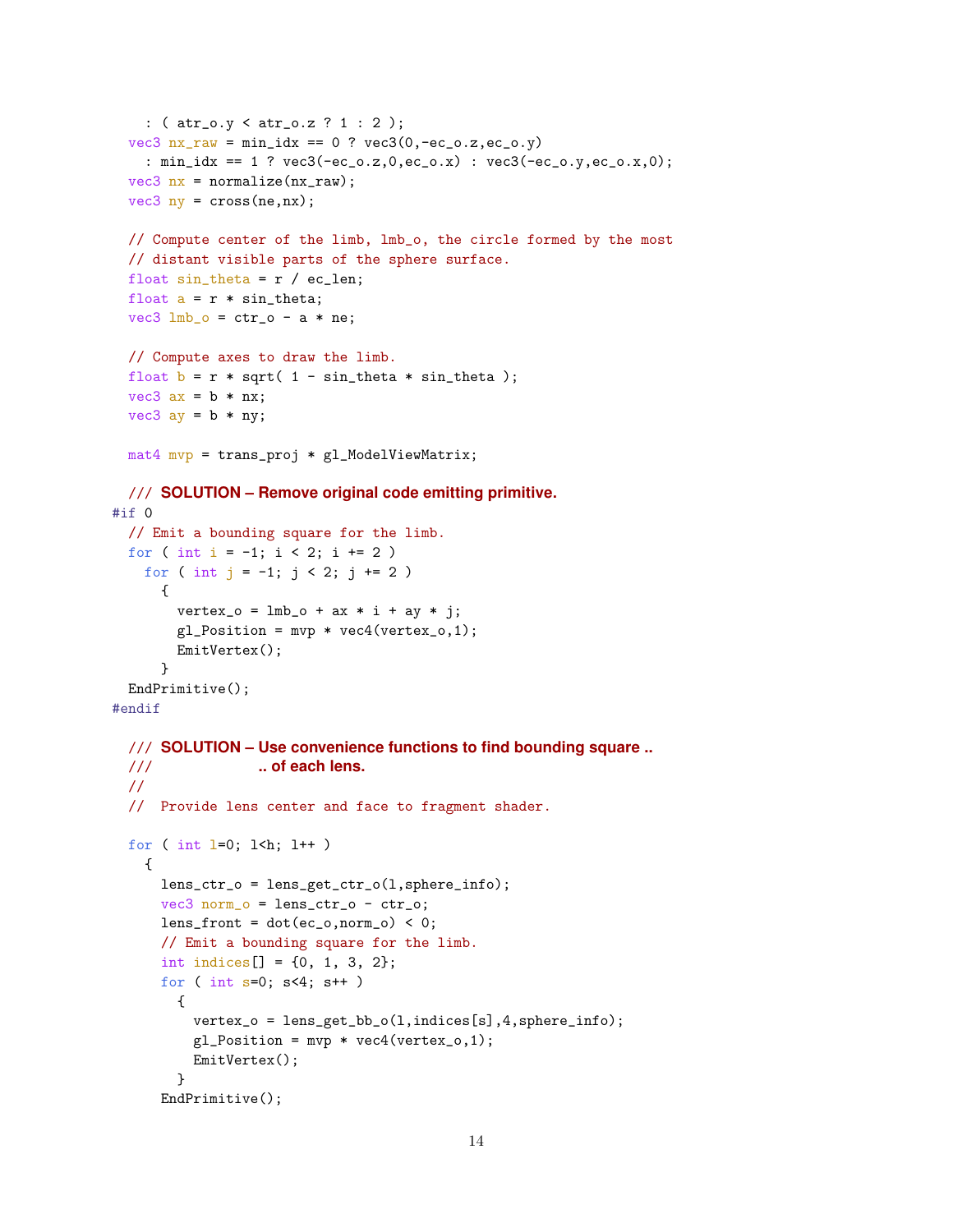```
    : ( atr_o.y < atr_o.z ? 1 : 2 );
  vec3 nx_raw = min_idx == 0 ? vec3(0,-ec_o.z,ec_o.y)
    : min_idx == 1 ? vec3(-ec_o.z,0,ec_o.x) : vec3(-ec_o.y,ec_o.x,0);
  vec3 nx = normalize(nx_raw);
  vec3 ny = cross(ne,nx);

  // Compute center of the limb, lmb_o, the circle formed by the most
  // distant visible parts of the sphere surface.
  float sin_theta = r / ec_len;
  float a = r * sin_theta;
  vec3 lmb_o = ctr_o - a * ne;

  // Compute axes to draw the limb.
  float b = r * sqrt( 1 - sin_theta * sin_theta );
  vec3 ax = b * nx;
  vec3 ay = b * ny;

  mat4 mvp = trans_proj * gl_ModelViewMatrix;

  /// SOLUTION – Remove original code emitting primitive.
#if 0
  // Emit a bounding square for the limb.
  for ( int i = -1; i < 2; i += 2 )
    for ( int j = -1; j < 2; j += 2 )
      {
        vertex_o = lmb_o + ax * i + ay * j;
        gl_Position = mvp * vec4(vertex_o,1);
        EmitVertex();
      }
  EndPrimitive();
#endif

  /// SOLUTION – Use convenience functions to find bounding square ..
  ///              .. of each lens.
  //
  //  Provide lens center and face to fragment shader.

  for ( int l=0; l<h; l++ )
    {
      lens_ctr_o = lens_get_ctr_o(l,sphere_info);
      vec3 norm_o = lens_ctr_o - ctr_o;
      lens_front = dot(ec_o,norm_o) < 0;
      // Emit a bounding square for the limb.
      int indices[] = {0, 1, 3, 2};
      for ( int s=0; s<4; s++ )
        {
          vertex_o = lens_get_bb_o(l,indices[s],4,sphere_info);
          gl_Position = mvp * vec4(vertex_o,1);
          EmitVertex();
        }
      EndPrimitive();
```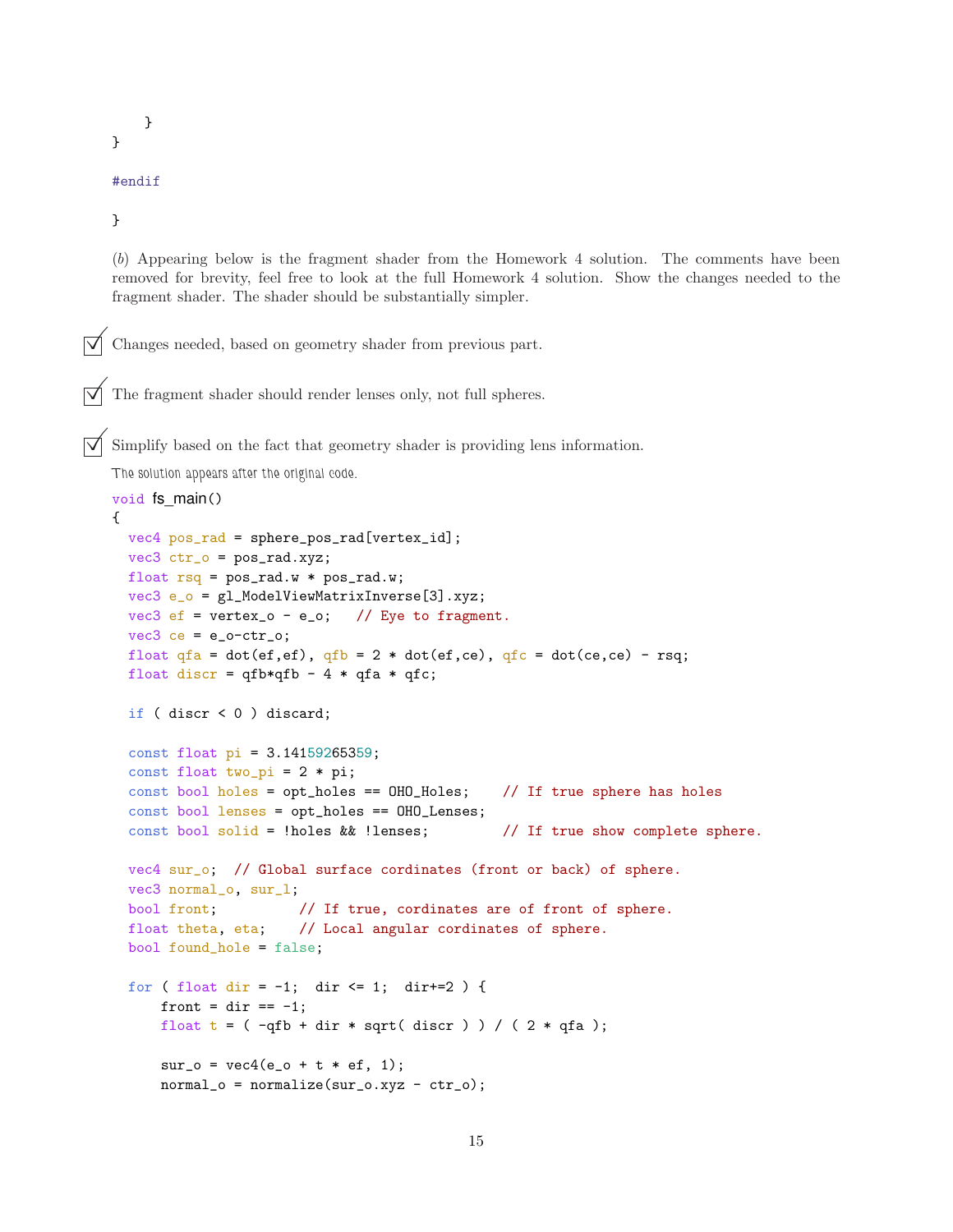```
    }
}

#endif

}
```

(*b*) Appearing below is the fragment shader from the Homework 4 solution. The comments have been removed for brevity, feel free to look at the full Homework 4 solution. Show the changes needed to the fragment shader. The shader should be substantially simpler.

☑ Changes needed, based on geometry shader from previous part.

☑ The fragment shader should render lenses only, not full spheres.

☑ Simplify based on the fact that geometry shader is providing lens information.

The solution appears after the original code.

```
void fs_main()
{
  vec4 pos_rad = sphere_pos_rad[vertex_id];
  vec3 ctr_o = pos_rad.xyz;
  float rsq = pos_rad.w * pos_rad.w;
  vec3 e_o = gl_ModelViewMatrixInverse[3].xyz;
  vec3 ef = vertex_o - e_o;   // Eye to fragment.
  vec3 ce = e_o-ctr_o;
  float qfa = dot(ef,ef), qfb = 2 * dot(ef,ce), qfc = dot(ce,ce) - rsq;
  float discr = qfb*qfb - 4 * qfa * qfc;

  if ( discr < 0 ) discard;

  const float pi = 3.14159265359;
  const float two_pi = 2 * pi;
  const bool holes = opt_holes == OHO_Holes;    // If true sphere has holes
  const bool lenses = opt_holes == OHO_Lenses;
  const bool solid = !holes && !lenses;         // If true show complete sphere.

  vec4 sur_o;  // Global surface cordinates (front or back) of sphere.
  vec3 normal_o, sur_l;
  bool front;          // If true, cordinates are of front of sphere.
  float theta, eta;    // Local angular cordinates of sphere.
  bool found_hole = false;

  for ( float dir = -1;  dir <= 1;  dir+=2 ) {
      front = dir == -1;
      float t = ( -qfb + dir * sqrt( discr ) ) / ( 2 * qfa );

      sur_o = vec4(e_o + t * ef, 1);
      normal_o = normalize(sur_o.xyz - ctr_o);
```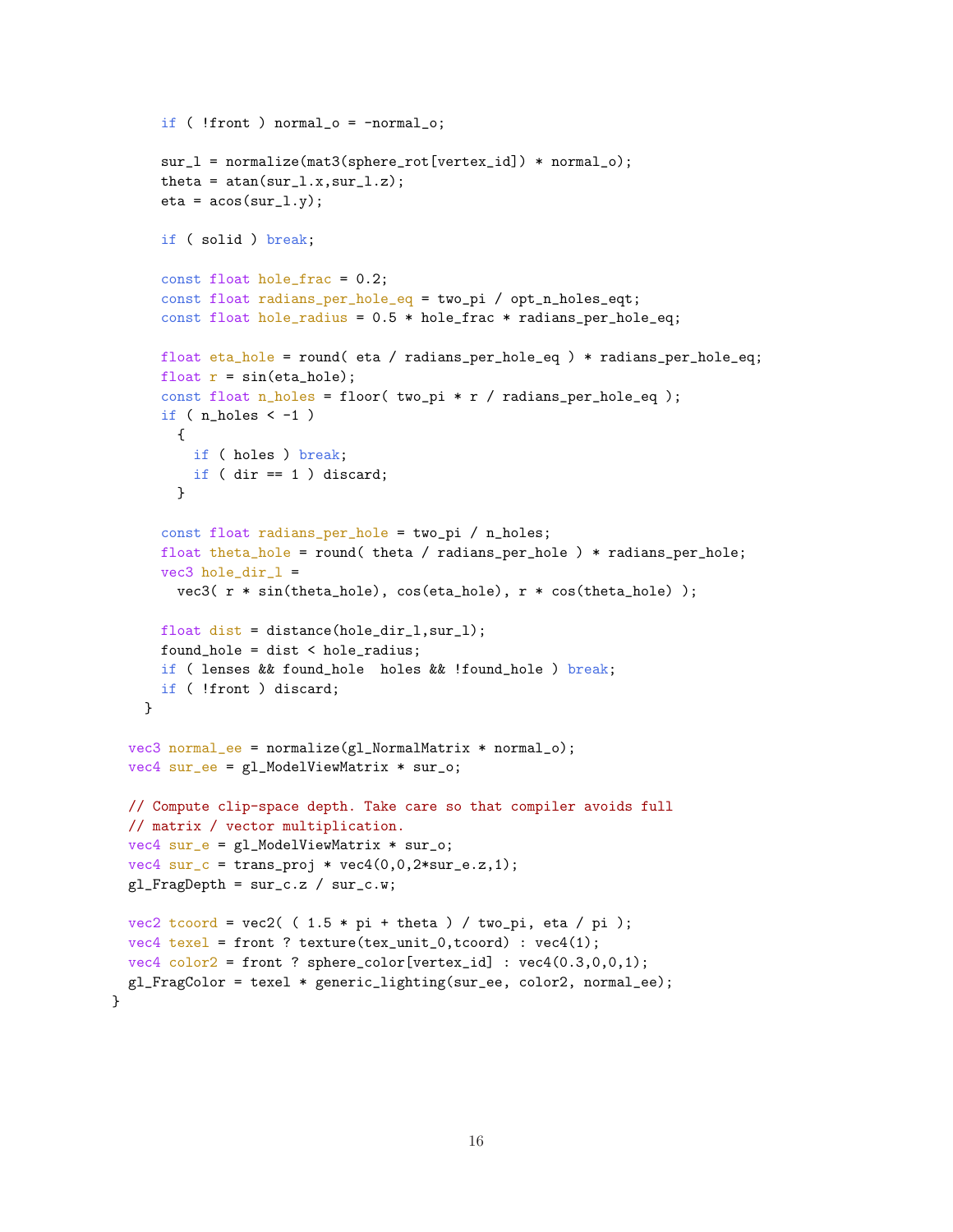```
      if ( !front ) normal_o = -normal_o;

      sur_l = normalize(mat3(sphere_rot[vertex_id]) * normal_o);
      theta = atan(sur_l.x,sur_l.z);
      eta = acos(sur_l.y);

      if ( solid ) break;

      const float hole_frac = 0.2;
      const float radians_per_hole_eq = two_pi / opt_n_holes_eqt;
      const float hole_radius = 0.5 * hole_frac * radians_per_hole_eq;

      float eta_hole = round( eta / radians_per_hole_eq ) * radians_per_hole_eq;
      float r = sin(eta_hole);
      const float n_holes = floor( two_pi * r / radians_per_hole_eq );
      if ( n_holes < -1 )
        {
          if ( holes ) break;
          if ( dir == 1 ) discard;
        }

      const float radians_per_hole = two_pi / n_holes;
      float theta_hole = round( theta / radians_per_hole ) * radians_per_hole;
      vec3 hole_dir_l =
        vec3( r * sin(theta_hole), cos(eta_hole), r * cos(theta_hole) );

      float dist = distance(hole_dir_l,sur_l);
      found_hole = dist < hole_radius;
      if ( lenses && found_hole  holes && !found_hole ) break;
      if ( !front ) discard;
    }

  vec3 normal_ee = normalize(gl_NormalMatrix * normal_o);
  vec4 sur_ee = gl_ModelViewMatrix * sur_o;

  // Compute clip-space depth. Take care so that compiler avoids full
  // matrix / vector multiplication.
  vec4 sur_e = gl_ModelViewMatrix * sur_o;
  vec4 sur_c = trans_proj * vec4(0,0,2*sur_e.z,1);
  gl_FragDepth = sur_c.z / sur_c.w;

  vec2 tcoord = vec2( ( 1.5 * pi + theta ) / two_pi, eta / pi );
  vec4 texel = front ? texture(tex_unit_0,tcoord) : vec4(1);
  vec4 color2 = front ? sphere_color[vertex_id] : vec4(0.3,0,0,1);
  gl_FragColor = texel * generic_lighting(sur_ee, color2, normal_ee);
}
```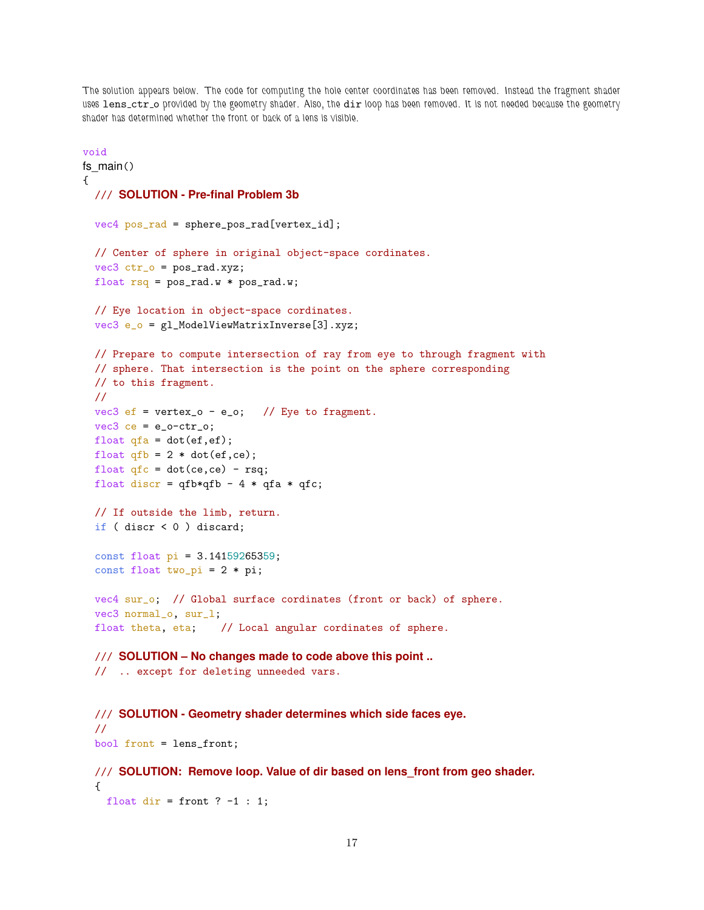The solution appears below. The code for computing the hole center coordinates has been removed. Instead the fragment shader uses `lens_ctr_o` provided by the geometry shader. Also, the `dir` loop has been removed. It is not needed because the geometry shader has determined whether the front or back of a lens is visible.

```
void
fs_main()
{
  /// SOLUTION - Pre-final Problem 3b

  vec4 pos_rad = sphere_pos_rad[vertex_id];

  // Center of sphere in original object-space cordinates.
  vec3 ctr_o = pos_rad.xyz;
  float rsq = pos_rad.w * pos_rad.w;

  // Eye location in object-space cordinates.
  vec3 e_o = gl_ModelViewMatrixInverse[3].xyz;

  // Prepare to compute intersection of ray from eye to through fragment with
  // sphere. That intersection is the point on the sphere corresponding
  // to this fragment.
  //
  vec3 ef = vertex_o - e_o;   // Eye to fragment.
  vec3 ce = e_o-ctr_o;
  float qfa = dot(ef,ef);
  float qfb = 2 * dot(ef,ce);
  float qfc = dot(ce,ce) - rsq;
  float discr = qfb*qfb - 4 * qfa * qfc;

  // If outside the limb, return.
  if ( discr < 0 ) discard;

  const float pi = 3.14159265359;
  const float two_pi = 2 * pi;

  vec4 sur_o;  // Global surface cordinates (front or back) of sphere.
  vec3 normal_o, sur_l;
  float theta, eta;    // Local angular cordinates of sphere.

  /// SOLUTION – No changes made to code above this point ..
  //  .. except for deleting unneeded vars.


  /// SOLUTION - Geometry shader determines which side faces eye.
  //
  bool front = lens_front;

  /// SOLUTION:  Remove loop. Value of dir based on lens_front from geo shader.
  {
    float dir = front ? -1 : 1;
```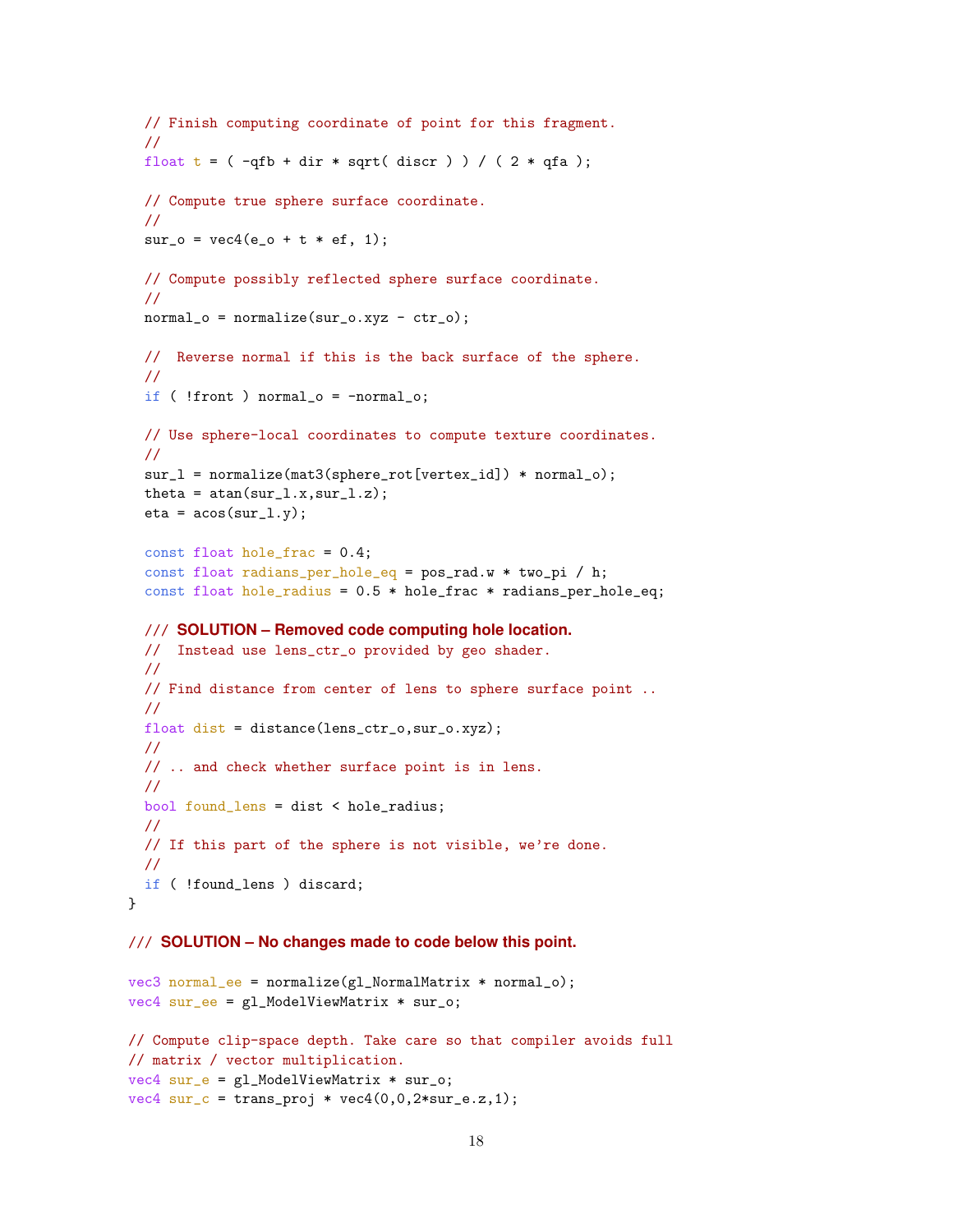```
  // Finish computing coordinate of point for this fragment.
  //
  float t = ( -qfb + dir * sqrt( discr ) ) / ( 2 * qfa );

  // Compute true sphere surface coordinate.
  //
  sur_o = vec4(e_o + t * ef, 1);

  // Compute possibly reflected sphere surface coordinate.
  //
  normal_o = normalize(sur_o.xyz - ctr_o);

  //  Reverse normal if this is the back surface of the sphere.
  //
  if ( !front ) normal_o = -normal_o;

  // Use sphere-local coordinates to compute texture coordinates.
  //
  sur_l = normalize(mat3(sphere_rot[vertex_id]) * normal_o);
  theta = atan(sur_l.x,sur_l.z);
  eta = acos(sur_l.y);

  const float hole_frac = 0.4;
  const float radians_per_hole_eq = pos_rad.w * two_pi / h;
  const float hole_radius = 0.5 * hole_frac * radians_per_hole_eq;

  /// SOLUTION – Removed code computing hole location.
  //  Instead use lens_ctr_o provided by geo shader.
  //
  // Find distance from center of lens to sphere surface point ..
  //
  float dist = distance(lens_ctr_o,sur_o.xyz);
  //
  // .. and check whether surface point is in lens.
  //
  bool found_lens = dist < hole_radius;
  //
  // If this part of the sphere is not visible, we're done.
  //
  if ( !found_lens ) discard;
}

/// SOLUTION – No changes made to code below this point.

vec3 normal_ee = normalize(gl_NormalMatrix * normal_o);
vec4 sur_ee = gl_ModelViewMatrix * sur_o;

// Compute clip-space depth. Take care so that compiler avoids full
// matrix / vector multiplication.
vec4 sur_e = gl_ModelViewMatrix * sur_o;
vec4 sur_c = trans_proj * vec4(0,0,2*sur_e.z,1);
```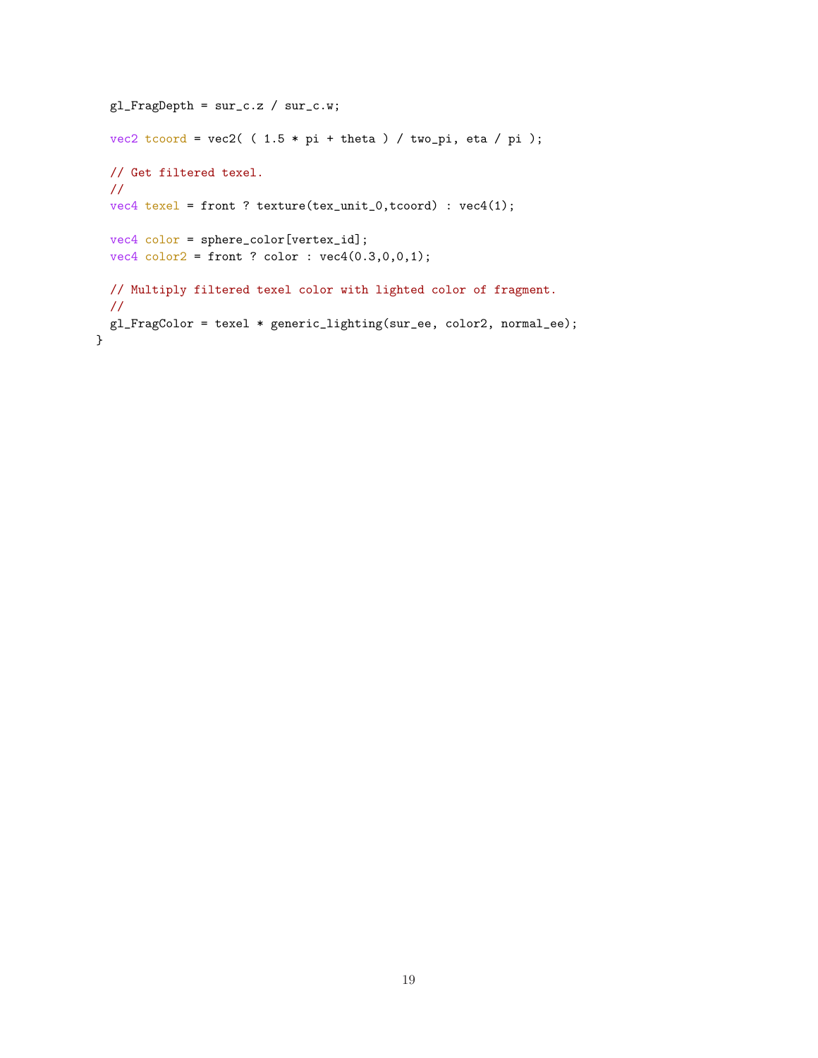```
  gl_FragDepth = sur_c.z / sur_c.w;

  vec2 tcoord = vec2( ( 1.5 * pi + theta ) / two_pi, eta / pi );

  // Get filtered texel.
  //
  vec4 texel = front ? texture(tex_unit_0,tcoord) : vec4(1);

  vec4 color = sphere_color[vertex_id];
  vec4 color2 = front ? color : vec4(0.3,0,0,1);

  // Multiply filtered texel color with lighted color of fragment.
  //
  gl_FragColor = texel * generic_lighting(sur_ee, color2, normal_ee);
}
```